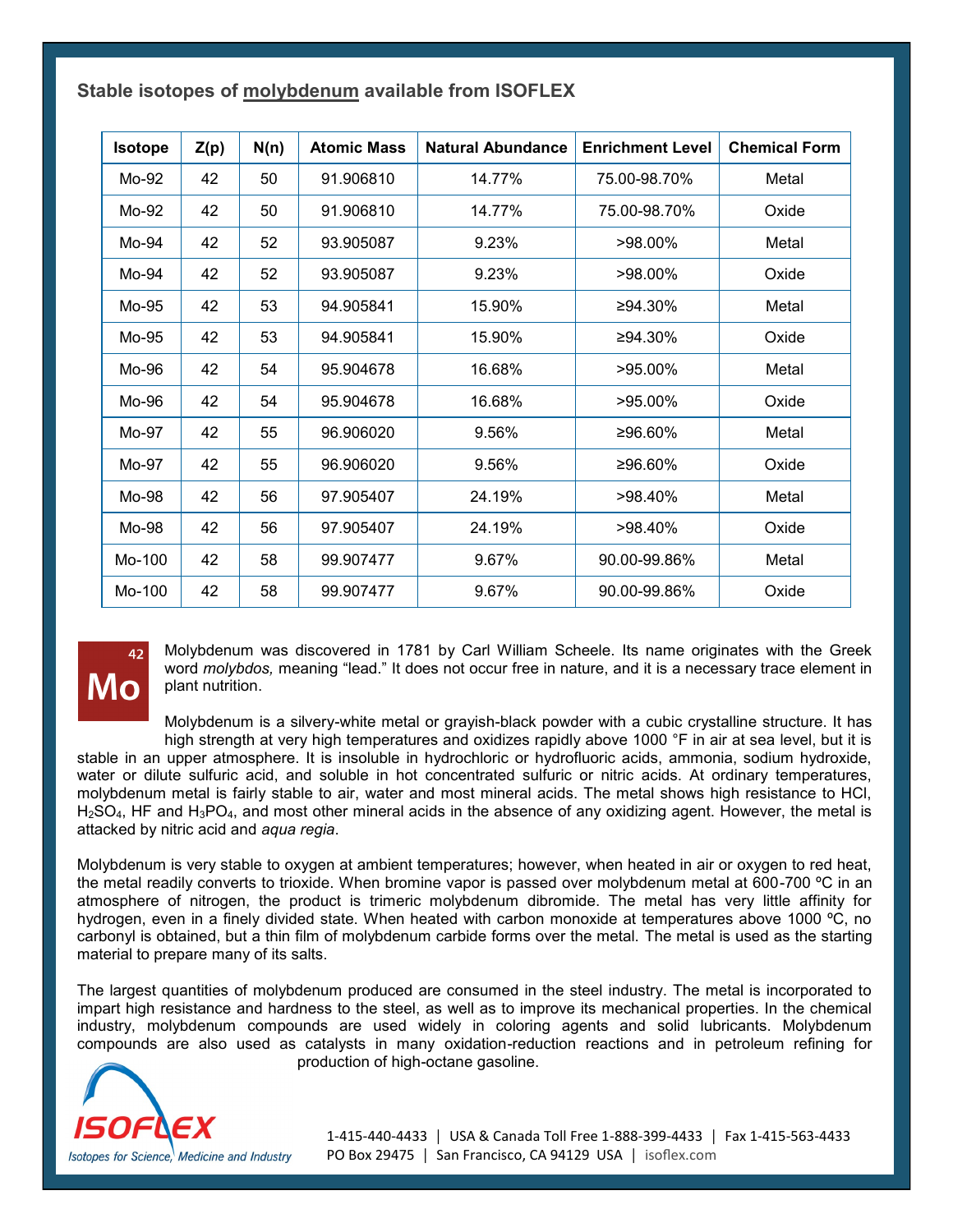## Stable isotopes of molybdenum available from ISOFLEX

| Isotope | Z(p) | N(n) | Atomic Mass | Natural Abundance | Enrichment Level | Chemical Form |
|---|---|---|---|---|---|---|
| Mo-92 | 42 | 50 | 91.906810 | 14.77% | 75.00-98.70% | Metal |
| Mo-92 | 42 | 50 | 91.906810 | 14.77% | 75.00-98.70% | Oxide |
| Mo-94 | 42 | 52 | 93.905087 | 9.23% | >98.00% | Metal |
| Mo-94 | 42 | 52 | 93.905087 | 9.23% | >98.00% | Oxide |
| Mo-95 | 42 | 53 | 94.905841 | 15.90% | ≥94.30% | Metal |
| Mo-95 | 42 | 53 | 94.905841 | 15.90% | ≥94.30% | Oxide |
| Mo-96 | 42 | 54 | 95.904678 | 16.68% | >95.00% | Metal |
| Mo-96 | 42 | 54 | 95.904678 | 16.68% | >95.00% | Oxide |
| Mo-97 | 42 | 55 | 96.906020 | 9.56% | ≥96.60% | Metal |
| Mo-97 | 42 | 55 | 96.906020 | 9.56% | ≥96.60% | Oxide |
| Mo-98 | 42 | 56 | 97.905407 | 24.19% | >98.40% | Metal |
| Mo-98 | 42 | 56 | 97.905407 | 24.19% | >98.40% | Oxide |
| Mo-100 | 42 | 58 | 99.907477 | 9.67% | 90.00-99.86% | Metal |
| Mo-100 | 42 | 58 | 99.907477 | 9.67% | 90.00-99.86% | Oxide |

42
**Mo**

Molybdenum was discovered in 1781 by Carl William Scheele. Its name originates with the Greek word *molybdos,* meaning "lead." It does not occur free in nature, and it is a necessary trace element in plant nutrition.

Molybdenum is a silvery-white metal or grayish-black powder with a cubic crystalline structure. It has high strength at very high temperatures and oxidizes rapidly above 1000 °F in air at sea level, but it is stable in an upper atmosphere. It is insoluble in hydrochloric or hydrofluoric acids, ammonia, sodium hydroxide, water or dilute sulfuric acid, and soluble in hot concentrated sulfuric or nitric acids. At ordinary temperatures, molybdenum metal is fairly stable to air, water and most mineral acids. The metal shows high resistance to HCl, $H_2SO_4$, HF and $H_3PO_4$, and most other mineral acids in the absence of any oxidizing agent. However, the metal is attacked by nitric acid and *aqua regia*.

Molybdenum is very stable to oxygen at ambient temperatures; however, when heated in air or oxygen to red heat, the metal readily converts to trioxide. When bromine vapor is passed over molybdenum metal at 600-700 ºC in an atmosphere of nitrogen, the product is trimeric molybdenum dibromide. The metal has very little affinity for hydrogen, even in a finely divided state. When heated with carbon monoxide at temperatures above 1000 ºC, no carbonyl is obtained, but a thin film of molybdenum carbide forms over the metal. The metal is used as the starting material to prepare many of its salts.

The largest quantities of molybdenum produced are consumed in the steel industry. The metal is incorporated to impart high resistance and hardness to the steel, as well as to improve its mechanical properties. In the chemical industry, molybdenum compounds are used widely in coloring agents and solid lubricants. Molybdenum compounds are also used as catalysts in many oxidation-reduction reactions and in petroleum refining for production of high-octane gasoline.

ISOFLEX
Isotopes for Science, Medicine and Industry

1-415-440-4433 | USA & Canada Toll Free 1-888-399-4433 | Fax 1-415-563-4433
PO Box 29475 | San Francisco, CA 94129 USA | isoflex.com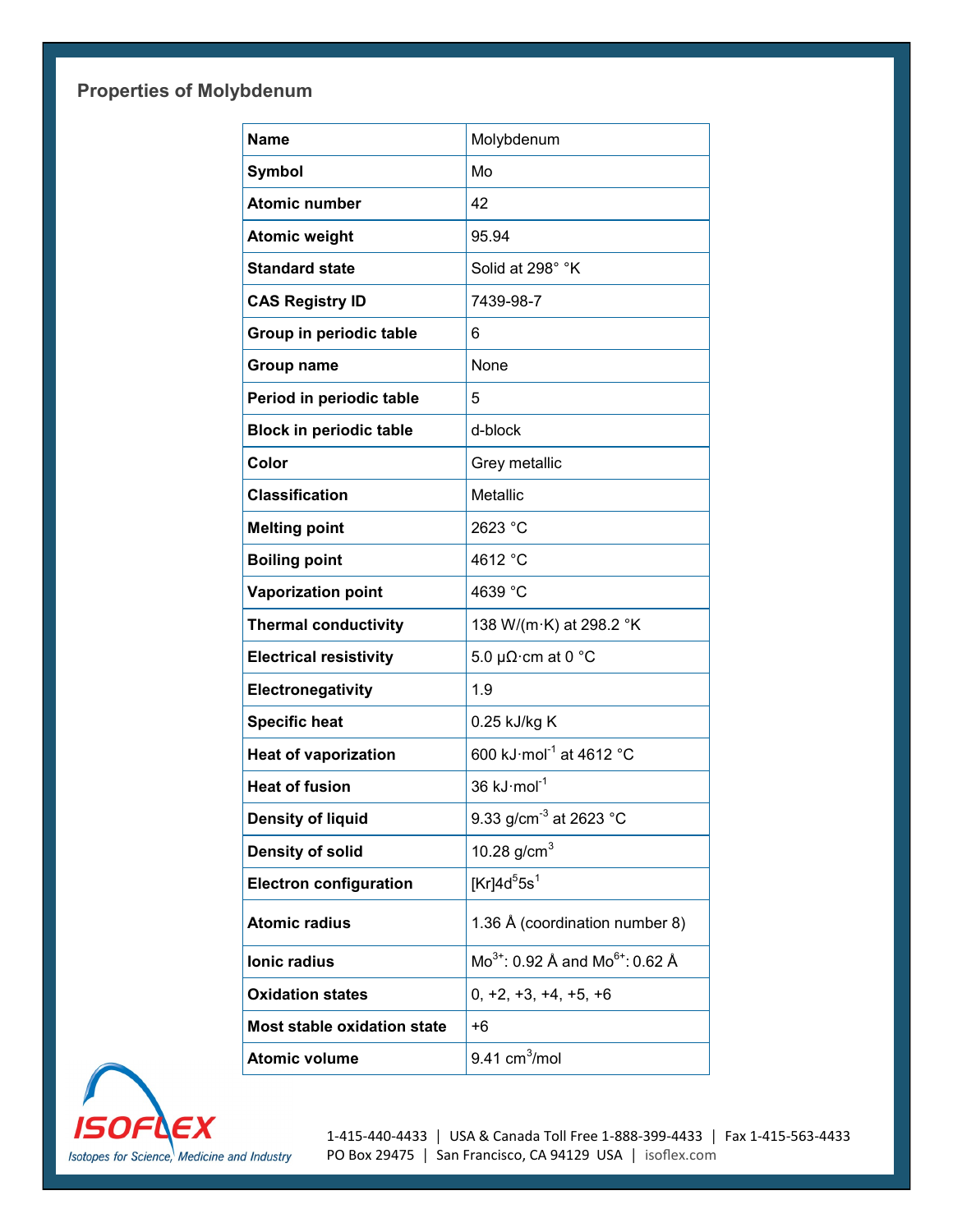## Properties of Molybdenum

| | |
|---|---|
| **Name** | Molybdenum |
| **Symbol** | Mo |
| **Atomic number** | 42 |
| **Atomic weight** | 95.94 |
| **Standard state** | Solid at 298° °K |
| **CAS Registry ID** | 7439-98-7 |
| **Group in periodic table** | 6 |
| **Group name** | None |
| **Period in periodic table** | 5 |
| **Block in periodic table** | d-block |
| **Color** | Grey metallic |
| **Classification** | Metallic |
| **Melting point** | 2623 °C |
| **Boiling point** | 4612 °C |
| **Vaporization point** | 4639 °C |
| **Thermal conductivity** | 138 W/(m·K) at 298.2 °K |
| **Electrical resistivity** | 5.0 μΩ·cm at 0 °C |
| **Electronegativity** | 1.9 |
| **Specific heat** | 0.25 kJ/kg K |
| **Heat of vaporization** | 600 $kJ \cdot mol^{-1}$ at 4612 °C |
| **Heat of fusion** | 36 $kJ \cdot mol^{-1}$ |
| **Density of liquid** | 9.33 $g/cm^{-3}$ at 2623 °C |
| **Density of solid** | 10.28 $g/cm^3$ |
| **Electron configuration** | $[Kr]4d^5 5s^1$ |
| **Atomic radius** | 1.36 Å (coordination number 8) |
| **Ionic radius** | $Mo^{3+}$: 0.92 Å and $Mo^{6+}$: 0.62 Å |
| **Oxidation states** | 0, +2, +3, +4, +5, +6 |
| **Most stable oxidation state** | +6 |
| **Atomic volume** | 9.41 $cm^3/mol$ |

ISOFLEX
Isotopes for Science, Medicine and Industry

1-415-440-4433 | USA & Canada Toll Free 1-888-399-4433 | Fax 1-415-563-4433
PO Box 29475 | San Francisco, CA 94129 USA | isoflex.com